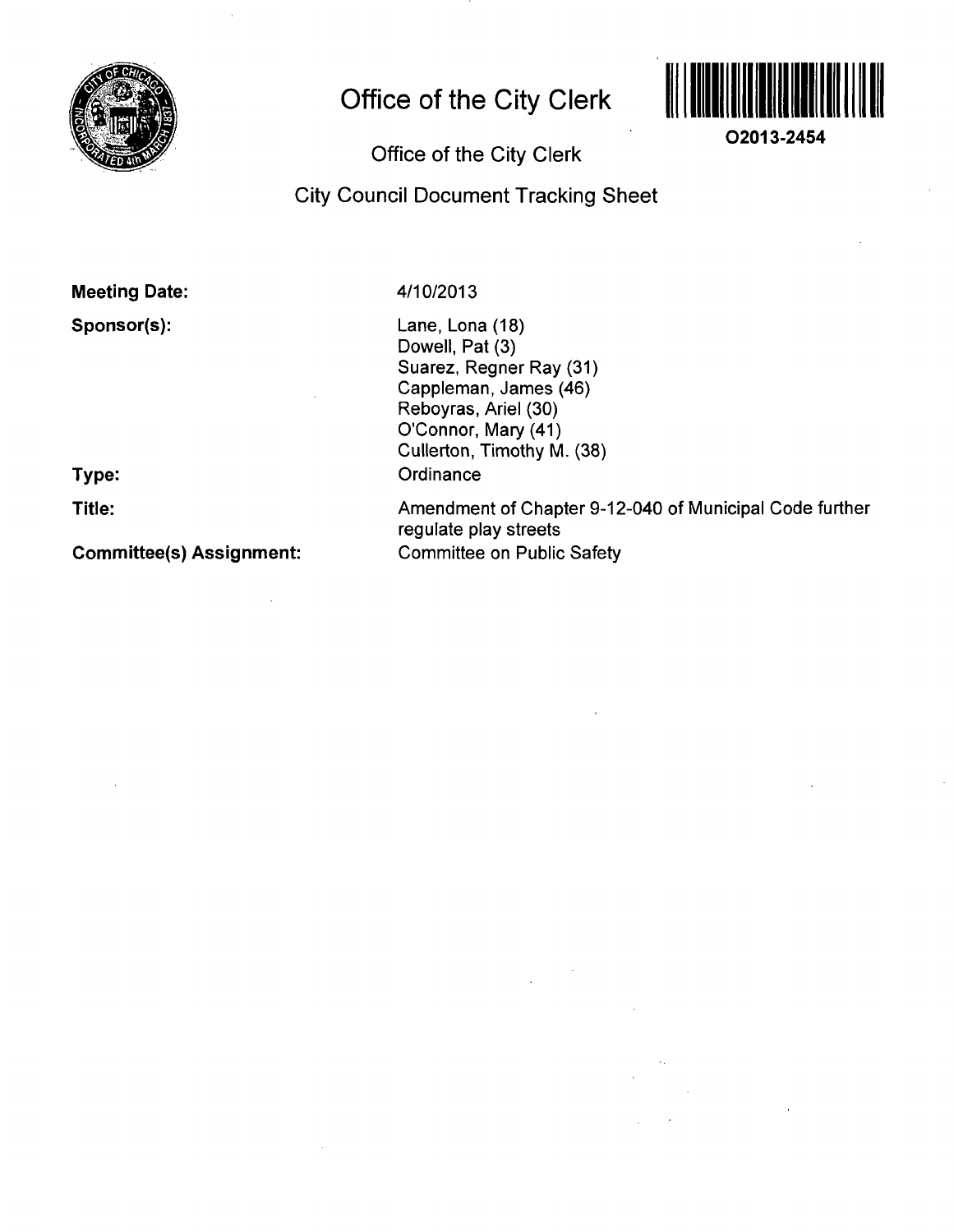# Office of the City Clerk

O2013-2454

Office of the City Clerk

City Council Document Tracking Sheet

**Meeting Date:** 4/10/2013

**Sponsor(s):**
Lane, Lona (18)
Dowell, Pat (3)
Suarez, Regner Ray (31)
Cappleman, James (46)
Reboyras, Ariel (30)
O'Connor, Mary (41)
Cullerton, Timothy M. (38)

**Type:** Ordinance

**Title:** Amendment of Chapter 9-12-040 of Municipal Code further regulate play streets

**Committee(s) Assignment:** Committee on Public Safety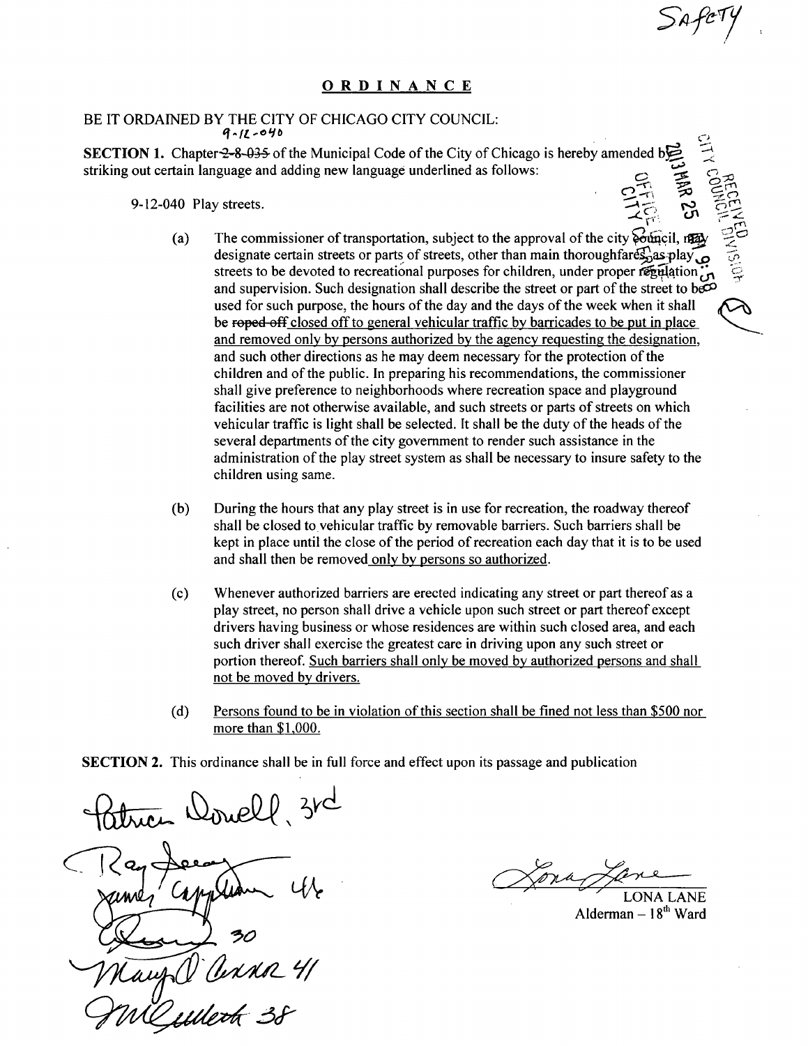Safety

## ORDINANCE

BE IT ORDAINED BY THE CITY OF CHICAGO CITY COUNCIL:

**SECTION 1.** Chapter ~~2-8-035~~ 9-12-040 of the Municipal Code of the City of Chicago is hereby amended by striking out certain language and adding new language underlined as follows:

9-12-040 Play streets.

(a) The commissioner of transportation, subject to the approval of the city council, may designate certain streets or parts of streets, other than main thoroughfares, as play streets to be devoted to recreational purposes for children, under proper regulation and supervision. Such designation shall describe the street or part of the street to be used for such purpose, the hours of the day and the days of the week when it shall be ~~roped off~~ <u>closed off to general vehicular traffic by barricades to be put in place and removed only by persons authorized by the agency requesting the designation</u>, and such other directions as he may deem necessary for the protection of the children and of the public. In preparing his recommendations, the commissioner shall give preference to neighborhoods where recreation space and playground facilities are not otherwise available, and such streets or parts of streets on which vehicular traffic is light shall be selected. It shall be the duty of the heads of the several departments of the city government to render such assistance in the administration of the play street system as shall be necessary to insure safety to the children using same.

(b) During the hours that any play street is in use for recreation, the roadway thereof shall be closed to vehicular traffic by removable barriers. Such barriers shall be kept in place until the close of the period of recreation each day that it is to be used and shall then be removed <u>only by persons so authorized</u>.

(c) Whenever authorized barriers are erected indicating any street or part thereof as a play street, no person shall drive a vehicle upon such street or part thereof except drivers having business or whose residences are within such closed area, and each such driver shall exercise the greatest care in driving upon any such street or portion thereof. <u>Such barriers shall only be moved by authorized persons and shall not be moved by drivers.</u>

(d) <u>Persons found to be in violation of this section shall be fined not less than $500 nor more than $1,000.</u>

**SECTION 2.** This ordinance shall be in full force and effect upon its passage and publication

Patrick Dowell, 3rd
Ray Suarez
James Cappleman 46
30
Mary O'Connor 41
N. McCulloch 38

LONA LANE
Alderman – 18th Ward

2013 MAR 25 AM 9:58
OFFICE OF THE CITY CLERK
CITY COUNCIL DIVISION RECEIVED